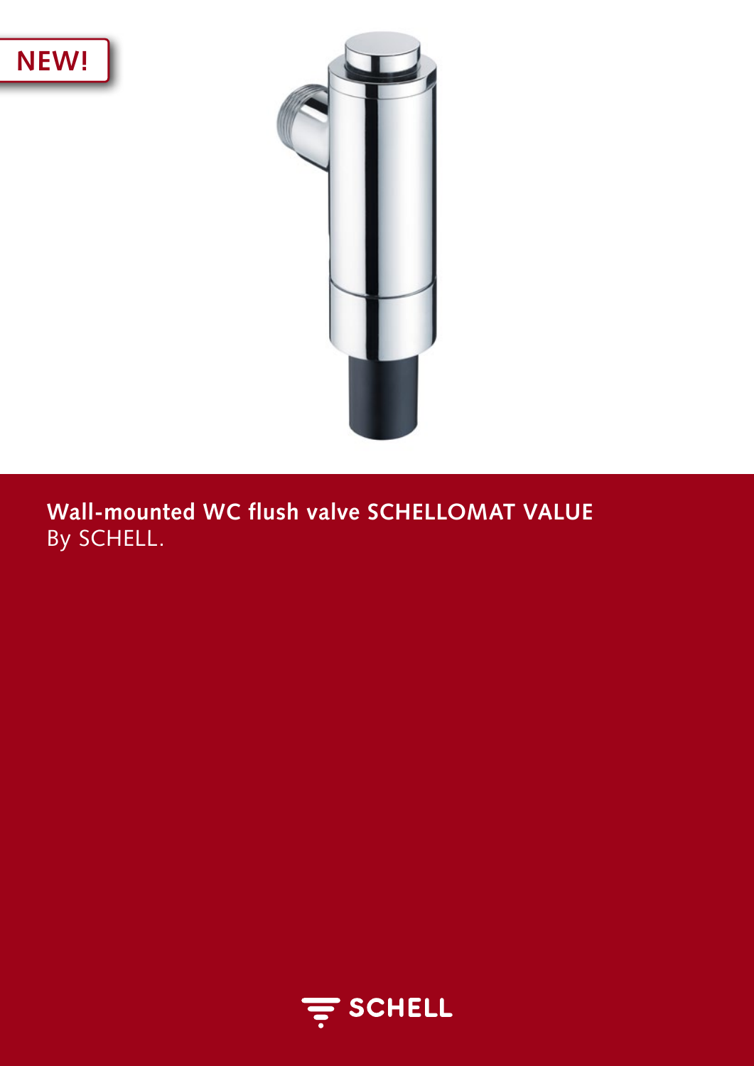NEW!

# Wall-mounted WC flush valve SCHELLOMAT VALUE

By SCHELL.

SCHELL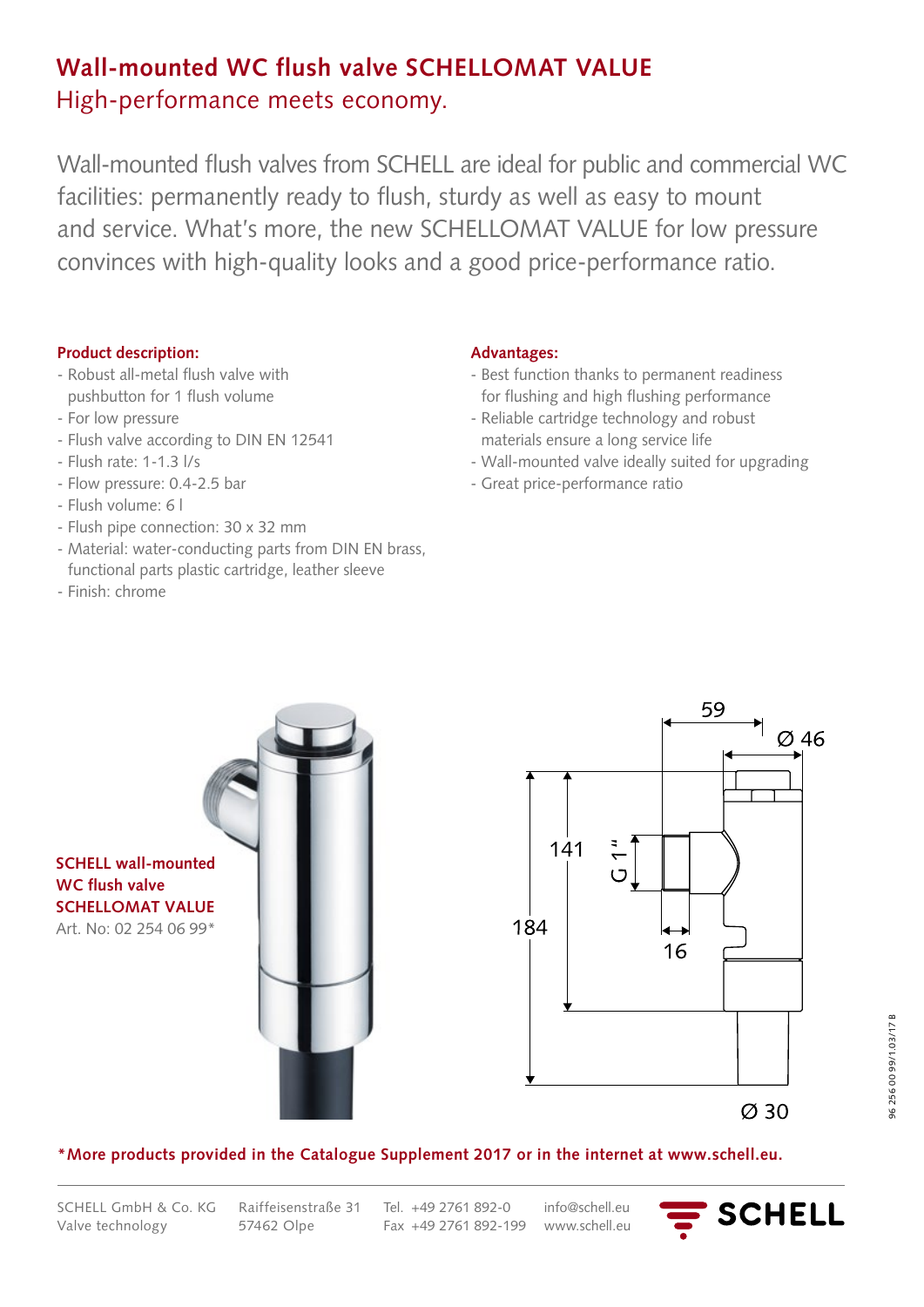# Wall-mounted WC flush valve SCHELLOMAT VALUE

## High-performance meets economy.

Wall-mounted flush valves from SCHELL are ideal for public and commercial WC facilities: permanently ready to flush, sturdy as well as easy to mount and service. What's more, the new SCHELLOMAT VALUE for low pressure convinces with high-quality looks and a good price-performance ratio.

**Product description:**

- Robust all-metal flush valve with pushbutton for 1 flush volume
- For low pressure
- Flush valve according to DIN EN 12541
- Flush rate: 1-1.3 l/s
- Flow pressure: 0.4-2.5 bar
- Flush volume: 6 l
- Flush pipe connection: 30 x 32 mm
- Material: water-conducting parts from DIN EN brass, functional parts plastic cartridge, leather sleeve
- Finish: chrome

**Advantages:**

- Best function thanks to permanent readiness for flushing and high flushing performance
- Reliable cartridge technology and robust materials ensure a long service life
- Wall-mounted valve ideally suited for upgrading
- Great price-performance ratio

**SCHELL wall-mounted WC flush valve SCHELLOMAT VALUE**
Art. No: 02 254 06 99*

59
Ø 46
141
G 1"
184
16
Ø 30

**\*More products provided in the Catalogue Supplement 2017 or in the internet at www.schell.eu.**

SCHELL GmbH & Co. KG
Valve technology

Raiffeisenstraße 31
57462 Olpe

Tel. +49 2761 892-0
Fax +49 2761 892-199

info@schell.eu
www.schell.eu

SCHELL

96 256 00 99/1.03/17 B